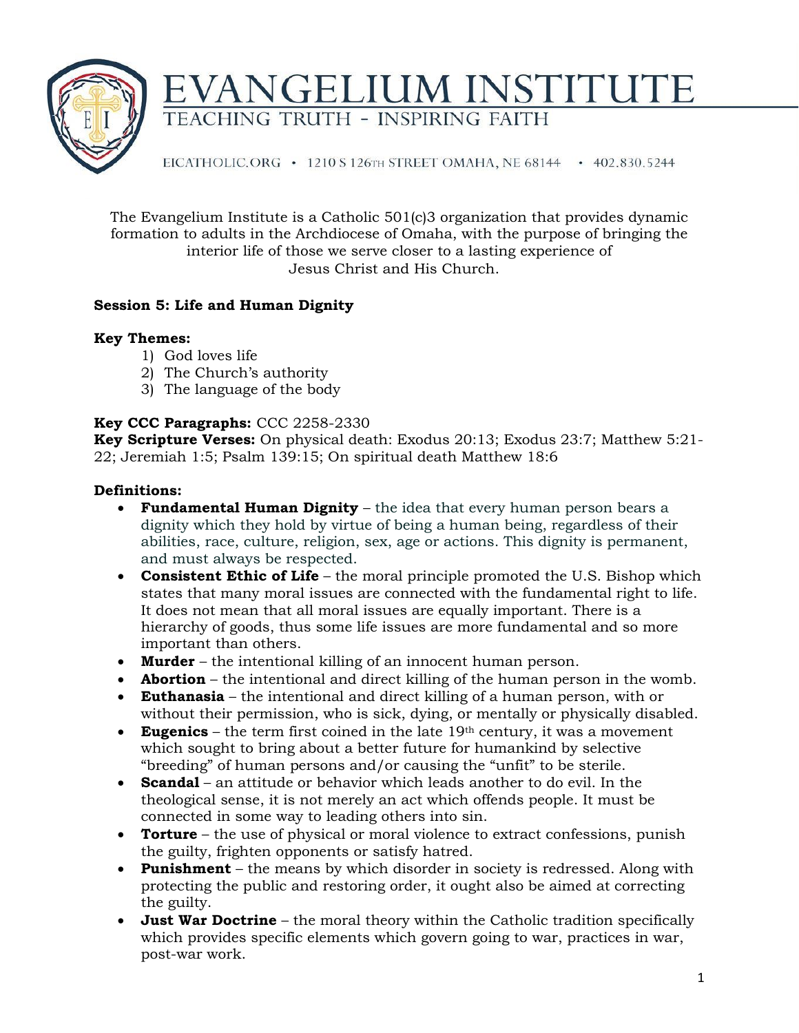# EVANGELIUM INSTITUTE

TEACHING TRUTH - INSPIRING FAITH

EICATHOLIC.ORG • 1210 S 126TH STREET OMAHA, NE 68144 • 402.830.5244

The Evangelium Institute is a Catholic 501(c)3 organization that provides dynamic formation to adults in the Archdiocese of Omaha, with the purpose of bringing the interior life of those we serve closer to a lasting experience of Jesus Christ and His Church.

**Session 5: Life and Human Dignity**

**Key Themes:**

1) God loves life
2) The Church's authority
3) The language of the body

**Key CCC Paragraphs:** CCC 2258-2330
**Key Scripture Verses:** On physical death: Exodus 20:13; Exodus 23:7; Matthew 5:21-22; Jeremiah 1:5; Psalm 139:15; On spiritual death Matthew 18:6

**Definitions:**

- **Fundamental Human Dignity** – the idea that every human person bears a dignity which they hold by virtue of being a human being, regardless of their abilities, race, culture, religion, sex, age or actions. This dignity is permanent, and must always be respected.
- **Consistent Ethic of Life** – the moral principle promoted the U.S. Bishop which states that many moral issues are connected with the fundamental right to life. It does not mean that all moral issues are equally important. There is a hierarchy of goods, thus some life issues are more fundamental and so more important than others.
- **Murder** – the intentional killing of an innocent human person.
- **Abortion** – the intentional and direct killing of the human person in the womb.
- **Euthanasia** – the intentional and direct killing of a human person, with or without their permission, who is sick, dying, or mentally or physically disabled.
- **Eugenics** – the term first coined in the late 19th century, it was a movement which sought to bring about a better future for humankind by selective "breeding" of human persons and/or causing the "unfit" to be sterile.
- **Scandal** – an attitude or behavior which leads another to do evil. In the theological sense, it is not merely an act which offends people. It must be connected in some way to leading others into sin.
- **Torture** – the use of physical or moral violence to extract confessions, punish the guilty, frighten opponents or satisfy hatred.
- **Punishment** – the means by which disorder in society is redressed. Along with protecting the public and restoring order, it ought also be aimed at correcting the guilty.
- **Just War Doctrine** – the moral theory within the Catholic tradition specifically which provides specific elements which govern going to war, practices in war, post-war work.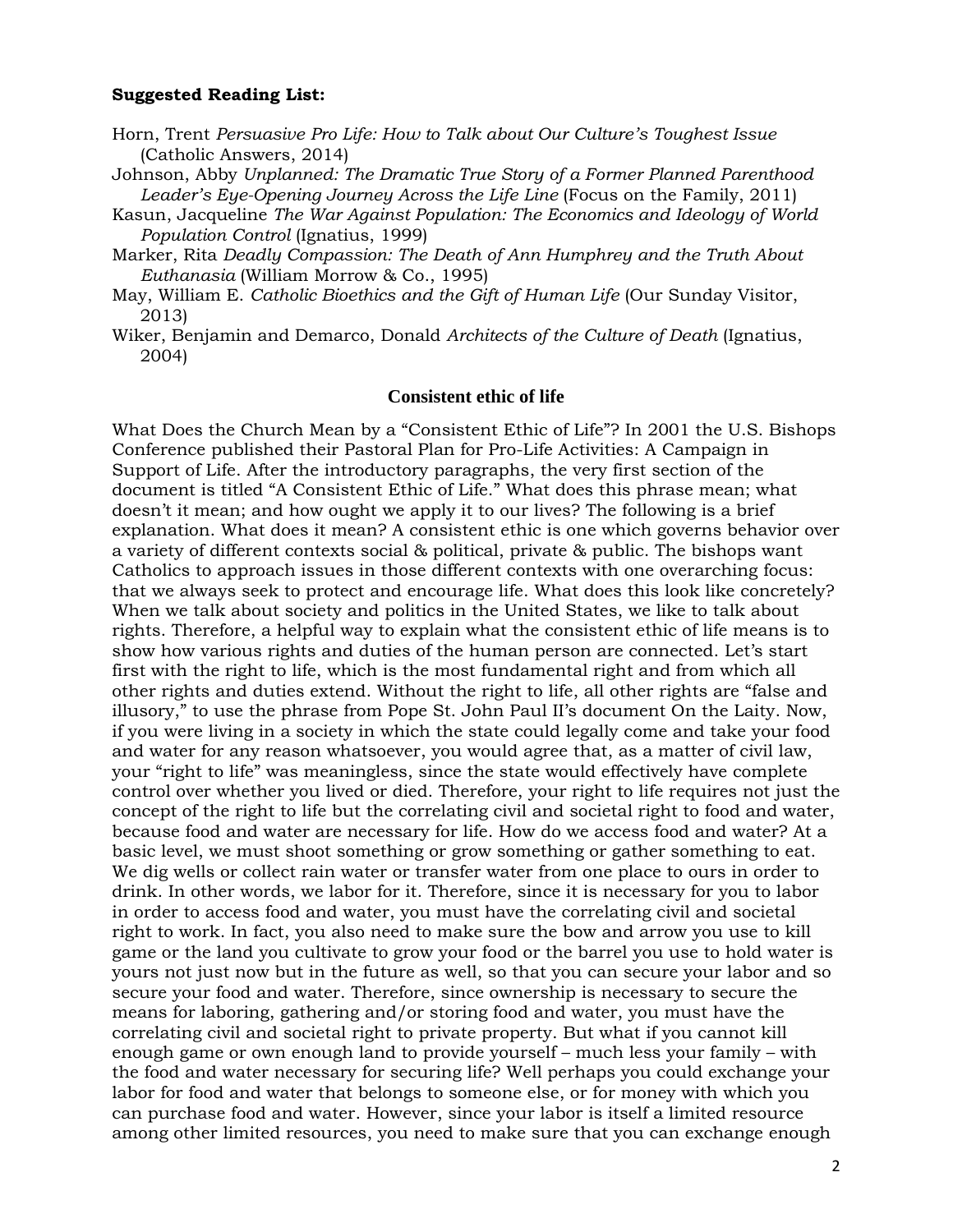**Suggested Reading List:**

Horn, Trent *Persuasive Pro Life: How to Talk about Our Culture's Toughest Issue* (Catholic Answers, 2014)

Johnson, Abby *Unplanned: The Dramatic True Story of a Former Planned Parenthood Leader's Eye-Opening Journey Across the Life Line* (Focus on the Family, 2011)

Kasun, Jacqueline *The War Against Population: The Economics and Ideology of World Population Control* (Ignatius, 1999)

Marker, Rita *Deadly Compassion: The Death of Ann Humphrey and the Truth About Euthanasia* (William Morrow & Co., 1995)

May, William E. *Catholic Bioethics and the Gift of Human Life* (Our Sunday Visitor, 2013)

Wiker, Benjamin and Demarco, Donald *Architects of the Culture of Death* (Ignatius, 2004)

## Consistent ethic of life

What Does the Church Mean by a "Consistent Ethic of Life"? In 2001 the U.S. Bishops Conference published their Pastoral Plan for Pro-Life Activities: A Campaign in Support of Life. After the introductory paragraphs, the very first section of the document is titled "A Consistent Ethic of Life." What does this phrase mean; what doesn't it mean; and how ought we apply it to our lives? The following is a brief explanation. What does it mean? A consistent ethic is one which governs behavior over a variety of different contexts social & political, private & public. The bishops want Catholics to approach issues in those different contexts with one overarching focus: that we always seek to protect and encourage life. What does this look like concretely? When we talk about society and politics in the United States, we like to talk about rights. Therefore, a helpful way to explain what the consistent ethic of life means is to show how various rights and duties of the human person are connected. Let's start first with the right to life, which is the most fundamental right and from which all other rights and duties extend. Without the right to life, all other rights are "false and illusory," to use the phrase from Pope St. John Paul II's document On the Laity. Now, if you were living in a society in which the state could legally come and take your food and water for any reason whatsoever, you would agree that, as a matter of civil law, your "right to life" was meaningless, since the state would effectively have complete control over whether you lived or died. Therefore, your right to life requires not just the concept of the right to life but the correlating civil and societal right to food and water, because food and water are necessary for life. How do we access food and water? At a basic level, we must shoot something or grow something or gather something to eat. We dig wells or collect rain water or transfer water from one place to ours in order to drink. In other words, we labor for it. Therefore, since it is necessary for you to labor in order to access food and water, you must have the correlating civil and societal right to work. In fact, you also need to make sure the bow and arrow you use to kill game or the land you cultivate to grow your food or the barrel you use to hold water is yours not just now but in the future as well, so that you can secure your labor and so secure your food and water. Therefore, since ownership is necessary to secure the means for laboring, gathering and/or storing food and water, you must have the correlating civil and societal right to private property. But what if you cannot kill enough game or own enough land to provide yourself – much less your family – with the food and water necessary for securing life? Well perhaps you could exchange your labor for food and water that belongs to someone else, or for money with which you can purchase food and water. However, since your labor is itself a limited resource among other limited resources, you need to make sure that you can exchange enough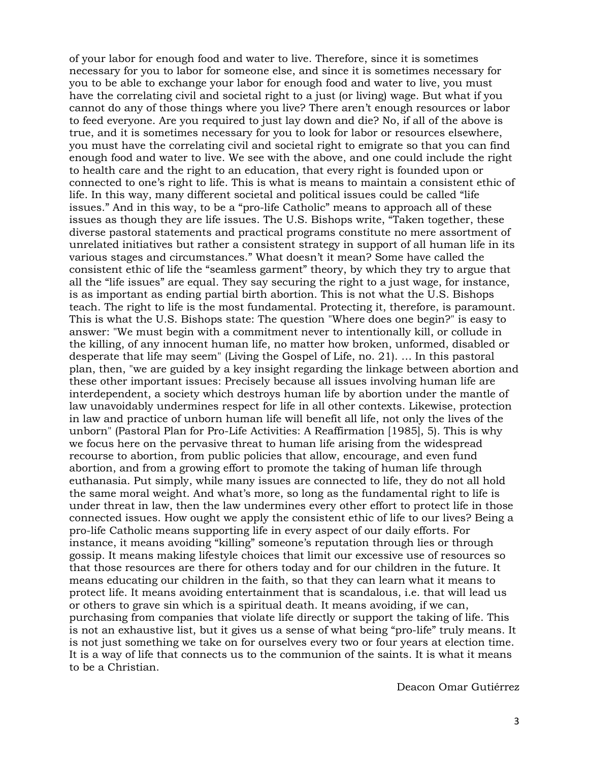of your labor for enough food and water to live. Therefore, since it is sometimes necessary for you to labor for someone else, and since it is sometimes necessary for you to be able to exchange your labor for enough food and water to live, you must have the correlating civil and societal right to a just (or living) wage. But what if you cannot do any of those things where you live? There aren't enough resources or labor to feed everyone. Are you required to just lay down and die? No, if all of the above is true, and it is sometimes necessary for you to look for labor or resources elsewhere, you must have the correlating civil and societal right to emigrate so that you can find enough food and water to live. We see with the above, and one could include the right to health care and the right to an education, that every right is founded upon or connected to one's right to life. This is what is means to maintain a consistent ethic of life. In this way, many different societal and political issues could be called "life issues." And in this way, to be a "pro-life Catholic" means to approach all of these issues as though they are life issues. The U.S. Bishops write, "Taken together, these diverse pastoral statements and practical programs constitute no mere assortment of unrelated initiatives but rather a consistent strategy in support of all human life in its various stages and circumstances." What doesn't it mean? Some have called the consistent ethic of life the "seamless garment" theory, by which they try to argue that all the "life issues" are equal. They say securing the right to a just wage, for instance, is as important as ending partial birth abortion. This is not what the U.S. Bishops teach. The right to life is the most fundamental. Protecting it, therefore, is paramount. This is what the U.S. Bishops state: The question "Where does one begin?" is easy to answer: "We must begin with a commitment never to intentionally kill, or collude in the killing, of any innocent human life, no matter how broken, unformed, disabled or desperate that life may seem" (Living the Gospel of Life, no. 21). ... In this pastoral plan, then, "we are guided by a key insight regarding the linkage between abortion and these other important issues: Precisely because all issues involving human life are interdependent, a society which destroys human life by abortion under the mantle of law unavoidably undermines respect for life in all other contexts. Likewise, protection in law and practice of unborn human life will benefit all life, not only the lives of the unborn" (Pastoral Plan for Pro-Life Activities: A Reaffirmation [1985], 5). This is why we focus here on the pervasive threat to human life arising from the widespread recourse to abortion, from public policies that allow, encourage, and even fund abortion, and from a growing effort to promote the taking of human life through euthanasia. Put simply, while many issues are connected to life, they do not all hold the same moral weight. And what's more, so long as the fundamental right to life is under threat in law, then the law undermines every other effort to protect life in those connected issues. How ought we apply the consistent ethic of life to our lives? Being a pro-life Catholic means supporting life in every aspect of our daily efforts. For instance, it means avoiding "killing" someone's reputation through lies or through gossip. It means making lifestyle choices that limit our excessive use of resources so that those resources are there for others today and for our children in the future. It means educating our children in the faith, so that they can learn what it means to protect life. It means avoiding entertainment that is scandalous, i.e. that will lead us or others to grave sin which is a spiritual death. It means avoiding, if we can, purchasing from companies that violate life directly or support the taking of life. This is not an exhaustive list, but it gives us a sense of what being "pro-life" truly means. It is not just something we take on for ourselves every two or four years at election time. It is a way of life that connects us to the communion of the saints. It is what it means to be a Christian.

Deacon Omar Gutiérrez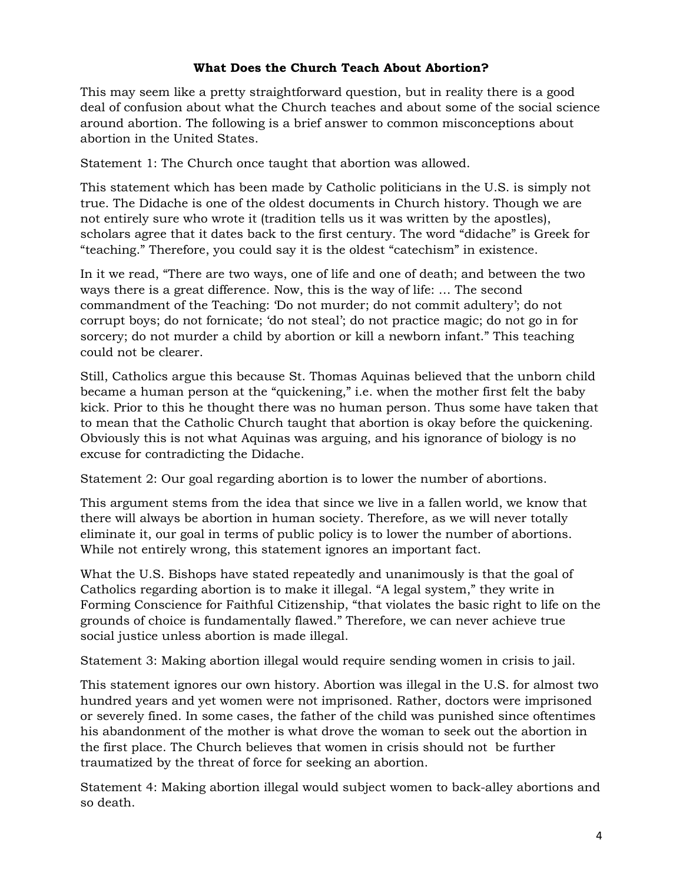## What Does the Church Teach About Abortion?

This may seem like a pretty straightforward question, but in reality there is a good deal of confusion about what the Church teaches and about some of the social science around abortion. The following is a brief answer to common misconceptions about abortion in the United States.

Statement 1: The Church once taught that abortion was allowed.

This statement which has been made by Catholic politicians in the U.S. is simply not true. The Didache is one of the oldest documents in Church history. Though we are not entirely sure who wrote it (tradition tells us it was written by the apostles), scholars agree that it dates back to the first century. The word "didache" is Greek for "teaching." Therefore, you could say it is the oldest "catechism" in existence.

In it we read, "There are two ways, one of life and one of death; and between the two ways there is a great difference. Now, this is the way of life: … The second commandment of the Teaching: 'Do not murder; do not commit adultery'; do not corrupt boys; do not fornicate; 'do not steal'; do not practice magic; do not go in for sorcery; do not murder a child by abortion or kill a newborn infant." This teaching could not be clearer.

Still, Catholics argue this because St. Thomas Aquinas believed that the unborn child became a human person at the "quickening," i.e. when the mother first felt the baby kick. Prior to this he thought there was no human person. Thus some have taken that to mean that the Catholic Church taught that abortion is okay before the quickening. Obviously this is not what Aquinas was arguing, and his ignorance of biology is no excuse for contradicting the Didache.

Statement 2: Our goal regarding abortion is to lower the number of abortions.

This argument stems from the idea that since we live in a fallen world, we know that there will always be abortion in human society. Therefore, as we will never totally eliminate it, our goal in terms of public policy is to lower the number of abortions. While not entirely wrong, this statement ignores an important fact.

What the U.S. Bishops have stated repeatedly and unanimously is that the goal of Catholics regarding abortion is to make it illegal. "A legal system," they write in Forming Conscience for Faithful Citizenship, "that violates the basic right to life on the grounds of choice is fundamentally flawed." Therefore, we can never achieve true social justice unless abortion is made illegal.

Statement 3: Making abortion illegal would require sending women in crisis to jail.

This statement ignores our own history. Abortion was illegal in the U.S. for almost two hundred years and yet women were not imprisoned. Rather, doctors were imprisoned or severely fined. In some cases, the father of the child was punished since oftentimes his abandonment of the mother is what drove the woman to seek out the abortion in the first place. The Church believes that women in crisis should not be further traumatized by the threat of force for seeking an abortion.

Statement 4: Making abortion illegal would subject women to back-alley abortions and so death.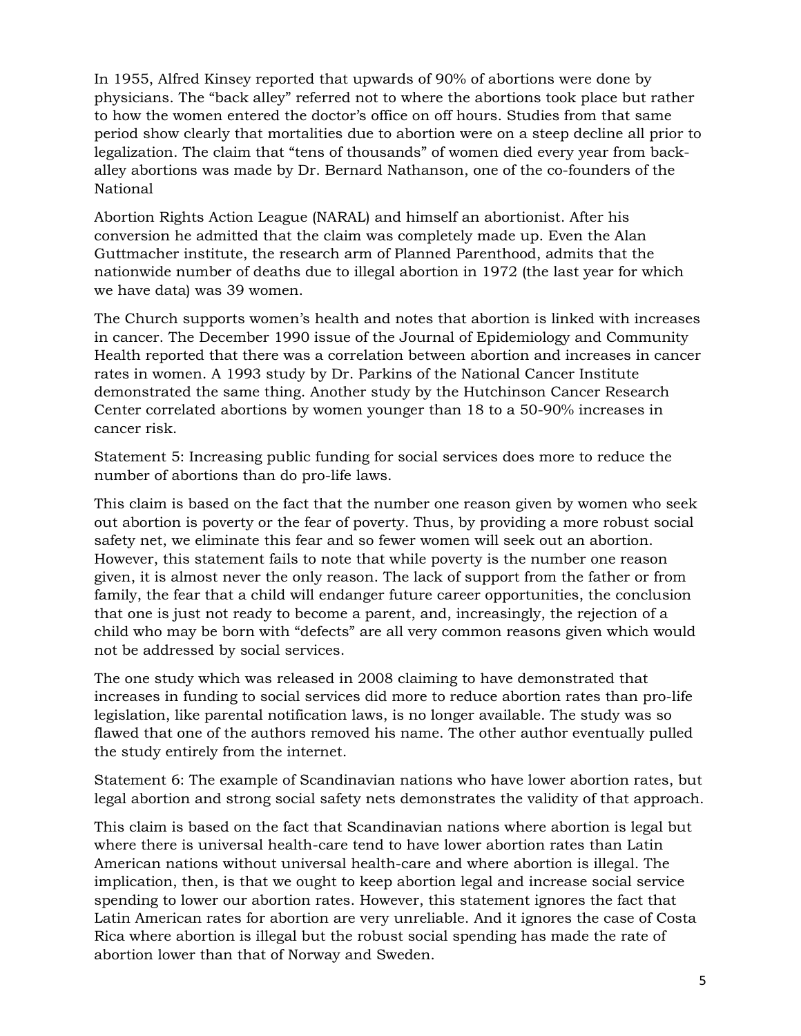In 1955, Alfred Kinsey reported that upwards of 90% of abortions were done by physicians. The "back alley" referred not to where the abortions took place but rather to how the women entered the doctor's office on off hours. Studies from that same period show clearly that mortalities due to abortion were on a steep decline all prior to legalization. The claim that "tens of thousands" of women died every year from back-alley abortions was made by Dr. Bernard Nathanson, one of the co-founders of the National Abortion Rights Action League (NARAL) and himself an abortionist. After his conversion he admitted that the claim was completely made up. Even the Alan Guttmacher institute, the research arm of Planned Parenthood, admits that the nationwide number of deaths due to illegal abortion in 1972 (the last year for which we have data) was 39 women.

The Church supports women's health and notes that abortion is linked with increases in cancer. The December 1990 issue of the Journal of Epidemiology and Community Health reported that there was a correlation between abortion and increases in cancer rates in women. A 1993 study by Dr. Parkins of the National Cancer Institute demonstrated the same thing. Another study by the Hutchinson Cancer Research Center correlated abortions by women younger than 18 to a 50-90% increases in cancer risk.

Statement 5: Increasing public funding for social services does more to reduce the number of abortions than do pro-life laws.

This claim is based on the fact that the number one reason given by women who seek out abortion is poverty or the fear of poverty. Thus, by providing a more robust social safety net, we eliminate this fear and so fewer women will seek out an abortion. However, this statement fails to note that while poverty is the number one reason given, it is almost never the only reason. The lack of support from the father or from family, the fear that a child will endanger future career opportunities, the conclusion that one is just not ready to become a parent, and, increasingly, the rejection of a child who may be born with "defects" are all very common reasons given which would not be addressed by social services.

The one study which was released in 2008 claiming to have demonstrated that increases in funding to social services did more to reduce abortion rates than pro-life legislation, like parental notification laws, is no longer available. The study was so flawed that one of the authors removed his name. The other author eventually pulled the study entirely from the internet.

Statement 6: The example of Scandinavian nations who have lower abortion rates, but legal abortion and strong social safety nets demonstrates the validity of that approach.

This claim is based on the fact that Scandinavian nations where abortion is legal but where there is universal health-care tend to have lower abortion rates than Latin American nations without universal health-care and where abortion is illegal. The implication, then, is that we ought to keep abortion legal and increase social service spending to lower our abortion rates. However, this statement ignores the fact that Latin American rates for abortion are very unreliable. And it ignores the case of Costa Rica where abortion is illegal but the robust social spending has made the rate of abortion lower than that of Norway and Sweden.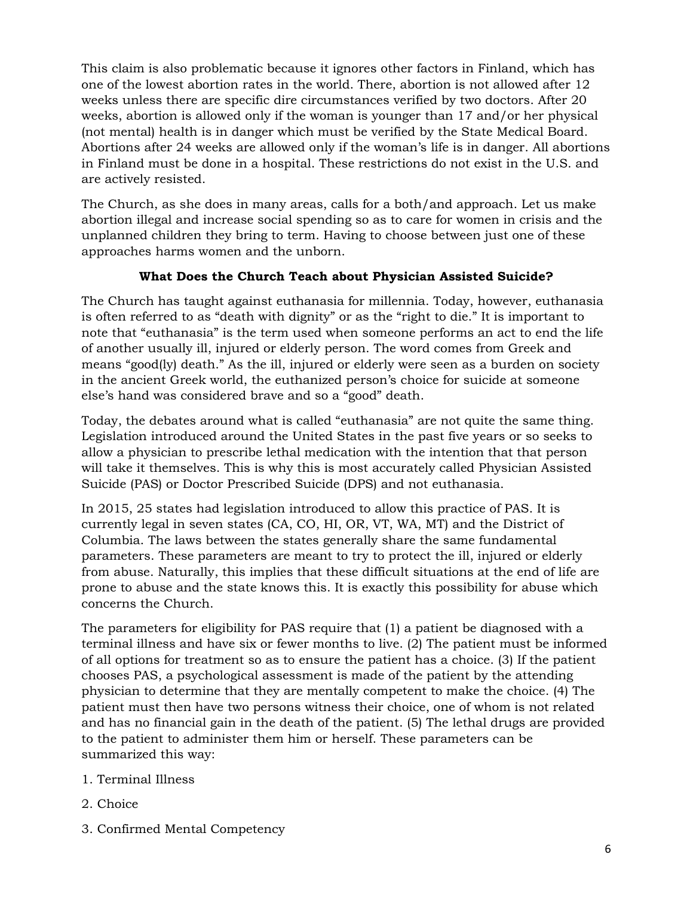This claim is also problematic because it ignores other factors in Finland, which has one of the lowest abortion rates in the world. There, abortion is not allowed after 12 weeks unless there are specific dire circumstances verified by two doctors. After 20 weeks, abortion is allowed only if the woman is younger than 17 and/or her physical (not mental) health is in danger which must be verified by the State Medical Board. Abortions after 24 weeks are allowed only if the woman's life is in danger. All abortions in Finland must be done in a hospital. These restrictions do not exist in the U.S. and are actively resisted.

The Church, as she does in many areas, calls for a both/and approach. Let us make abortion illegal and increase social spending so as to care for women in crisis and the unplanned children they bring to term. Having to choose between just one of these approaches harms women and the unborn.

### What Does the Church Teach about Physician Assisted Suicide?

The Church has taught against euthanasia for millennia. Today, however, euthanasia is often referred to as "death with dignity" or as the "right to die." It is important to note that "euthanasia" is the term used when someone performs an act to end the life of another usually ill, injured or elderly person. The word comes from Greek and means "good(ly) death." As the ill, injured or elderly were seen as a burden on society in the ancient Greek world, the euthanized person's choice for suicide at someone else's hand was considered brave and so a "good" death.

Today, the debates around what is called "euthanasia" are not quite the same thing. Legislation introduced around the United States in the past five years or so seeks to allow a physician to prescribe lethal medication with the intention that that person will take it themselves. This is why this is most accurately called Physician Assisted Suicide (PAS) or Doctor Prescribed Suicide (DPS) and not euthanasia.

In 2015, 25 states had legislation introduced to allow this practice of PAS. It is currently legal in seven states (CA, CO, HI, OR, VT, WA, MT) and the District of Columbia. The laws between the states generally share the same fundamental parameters. These parameters are meant to try to protect the ill, injured or elderly from abuse. Naturally, this implies that these difficult situations at the end of life are prone to abuse and the state knows this. It is exactly this possibility for abuse which concerns the Church.

The parameters for eligibility for PAS require that (1) a patient be diagnosed with a terminal illness and have six or fewer months to live. (2) The patient must be informed of all options for treatment so as to ensure the patient has a choice. (3) If the patient chooses PAS, a psychological assessment is made of the patient by the attending physician to determine that they are mentally competent to make the choice. (4) The patient must then have two persons witness their choice, one of whom is not related and has no financial gain in the death of the patient. (5) The lethal drugs are provided to the patient to administer them him or herself. These parameters can be summarized this way:

1. Terminal Illness
2. Choice
3. Confirmed Mental Competency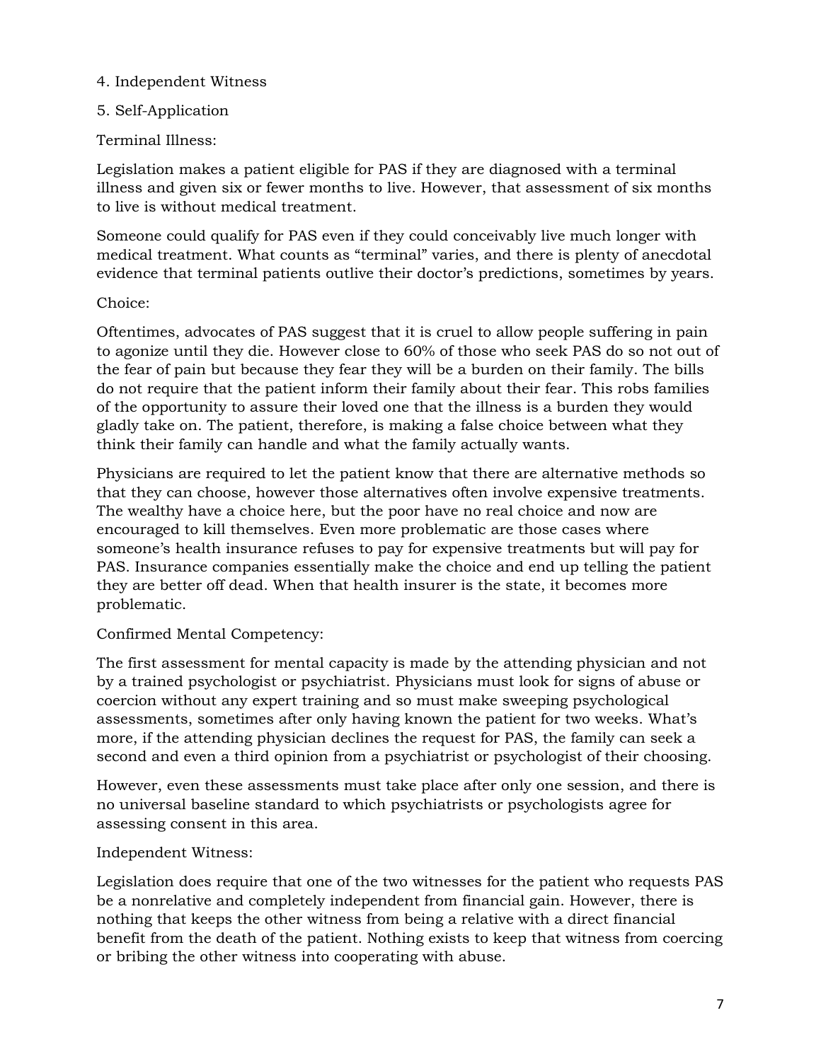4. Independent Witness

5. Self-Application

Terminal Illness:

Legislation makes a patient eligible for PAS if they are diagnosed with a terminal illness and given six or fewer months to live. However, that assessment of six months to live is without medical treatment.

Someone could qualify for PAS even if they could conceivably live much longer with medical treatment. What counts as "terminal" varies, and there is plenty of anecdotal evidence that terminal patients outlive their doctor's predictions, sometimes by years.

Choice:

Oftentimes, advocates of PAS suggest that it is cruel to allow people suffering in pain to agonize until they die. However close to 60% of those who seek PAS do so not out of the fear of pain but because they fear they will be a burden on their family. The bills do not require that the patient inform their family about their fear. This robs families of the opportunity to assure their loved one that the illness is a burden they would gladly take on. The patient, therefore, is making a false choice between what they think their family can handle and what the family actually wants.

Physicians are required to let the patient know that there are alternative methods so that they can choose, however those alternatives often involve expensive treatments. The wealthy have a choice here, but the poor have no real choice and now are encouraged to kill themselves. Even more problematic are those cases where someone's health insurance refuses to pay for expensive treatments but will pay for PAS. Insurance companies essentially make the choice and end up telling the patient they are better off dead. When that health insurer is the state, it becomes more problematic.

Confirmed Mental Competency:

The first assessment for mental capacity is made by the attending physician and not by a trained psychologist or psychiatrist. Physicians must look for signs of abuse or coercion without any expert training and so must make sweeping psychological assessments, sometimes after only having known the patient for two weeks. What's more, if the attending physician declines the request for PAS, the family can seek a second and even a third opinion from a psychiatrist or psychologist of their choosing.

However, even these assessments must take place after only one session, and there is no universal baseline standard to which psychiatrists or psychologists agree for assessing consent in this area.

Independent Witness:

Legislation does require that one of the two witnesses for the patient who requests PAS be a nonrelative and completely independent from financial gain. However, there is nothing that keeps the other witness from being a relative with a direct financial benefit from the death of the patient. Nothing exists to keep that witness from coercing or bribing the other witness into cooperating with abuse.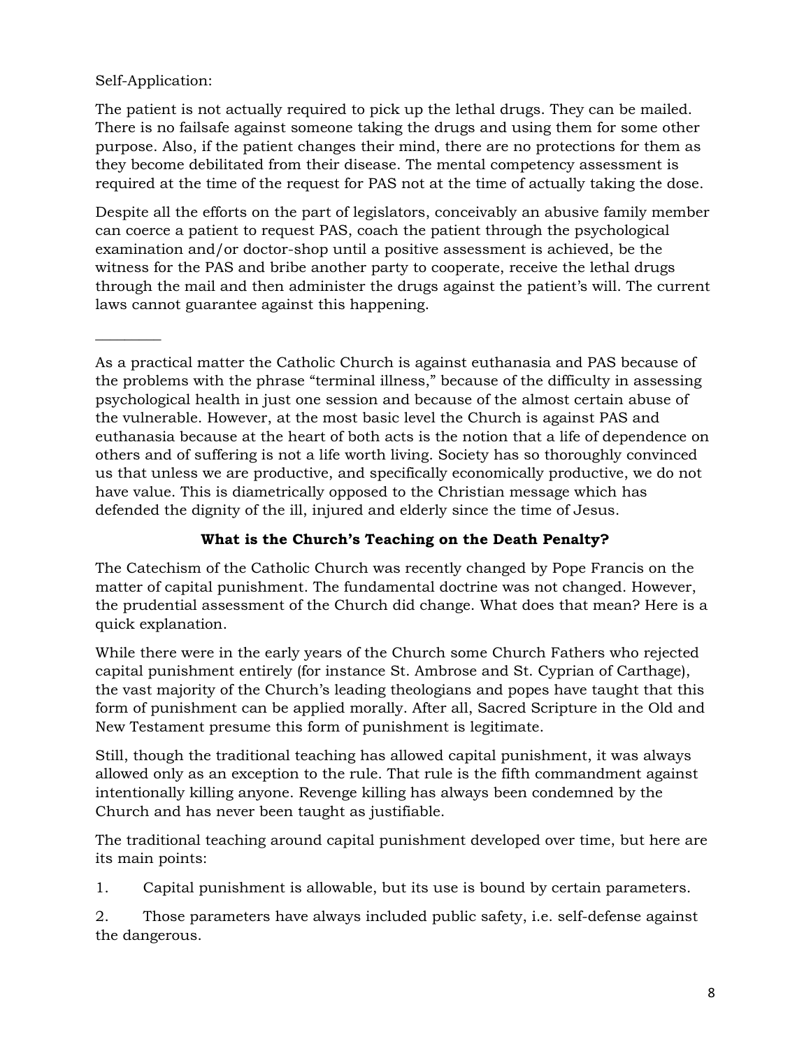Self-Application:

The patient is not actually required to pick up the lethal drugs. They can be mailed. There is no failsafe against someone taking the drugs and using them for some other purpose. Also, if the patient changes their mind, there are no protections for them as they become debilitated from their disease. The mental competency assessment is required at the time of the request for PAS not at the time of actually taking the dose.

Despite all the efforts on the part of legislators, conceivably an abusive family member can coerce a patient to request PAS, coach the patient through the psychological examination and/or doctor-shop until a positive assessment is achieved, be the witness for the PAS and bribe another party to cooperate, receive the lethal drugs through the mail and then administer the drugs against the patient's will. The current laws cannot guarantee against this happening.

---

As a practical matter the Catholic Church is against euthanasia and PAS because of the problems with the phrase "terminal illness," because of the difficulty in assessing psychological health in just one session and because of the almost certain abuse of the vulnerable. However, at the most basic level the Church is against PAS and euthanasia because at the heart of both acts is the notion that a life of dependence on others and of suffering is not a life worth living. Society has so thoroughly convinced us that unless we are productive, and specifically economically productive, we do not have value. This is diametrically opposed to the Christian message which has defended the dignity of the ill, injured and elderly since the time of Jesus.

## What is the Church's Teaching on the Death Penalty?

The Catechism of the Catholic Church was recently changed by Pope Francis on the matter of capital punishment. The fundamental doctrine was not changed. However, the prudential assessment of the Church did change. What does that mean? Here is a quick explanation.

While there were in the early years of the Church some Church Fathers who rejected capital punishment entirely (for instance St. Ambrose and St. Cyprian of Carthage), the vast majority of the Church's leading theologians and popes have taught that this form of punishment can be applied morally. After all, Sacred Scripture in the Old and New Testament presume this form of punishment is legitimate.

Still, though the traditional teaching has allowed capital punishment, it was always allowed only as an exception to the rule. That rule is the fifth commandment against intentionally killing anyone. Revenge killing has always been condemned by the Church and has never been taught as justifiable.

The traditional teaching around capital punishment developed over time, but here are its main points:

1. Capital punishment is allowable, but its use is bound by certain parameters.

2. Those parameters have always included public safety, i.e. self-defense against the dangerous.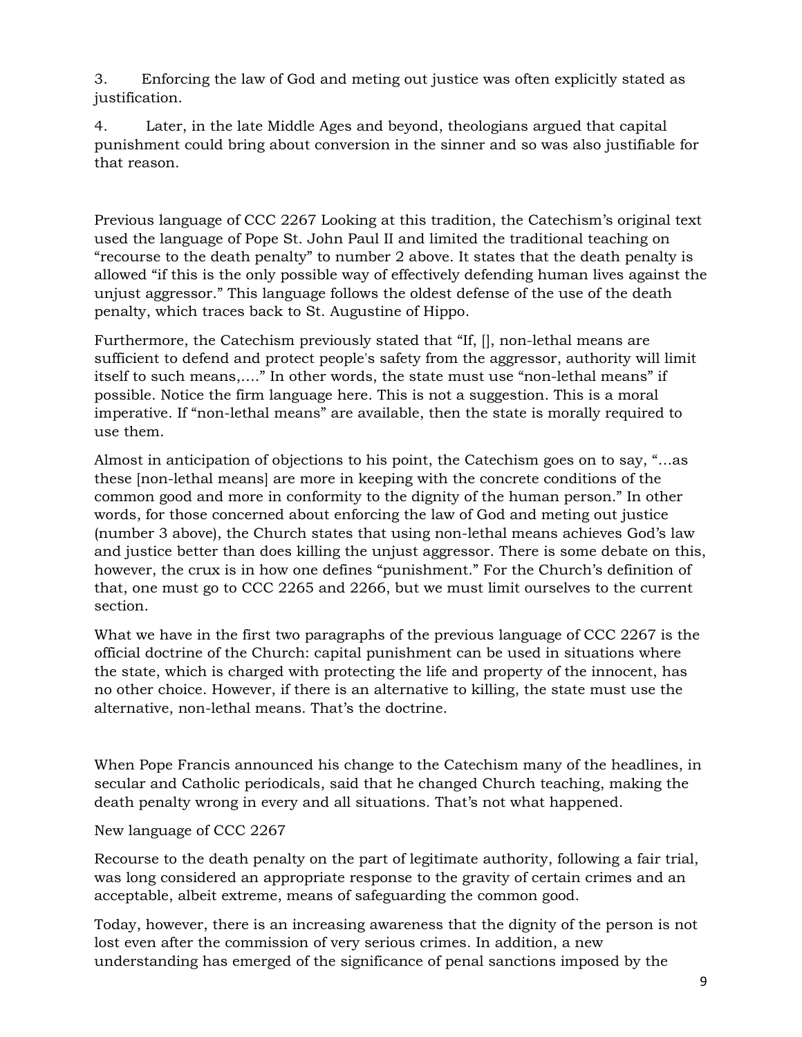3. Enforcing the law of God and meting out justice was often explicitly stated as justification.

4. Later, in the late Middle Ages and beyond, theologians argued that capital punishment could bring about conversion in the sinner and so was also justifiable for that reason.

Previous language of CCC 2267 Looking at this tradition, the Catechism's original text used the language of Pope St. John Paul II and limited the traditional teaching on "recourse to the death penalty" to number 2 above. It states that the death penalty is allowed "if this is the only possible way of effectively defending human lives against the unjust aggressor." This language follows the oldest defense of the use of the death penalty, which traces back to St. Augustine of Hippo.

Furthermore, the Catechism previously stated that "If, [], non-lethal means are sufficient to defend and protect people's safety from the aggressor, authority will limit itself to such means,...." In other words, the state must use "non-lethal means" if possible. Notice the firm language here. This is not a suggestion. This is a moral imperative. If "non-lethal means" are available, then the state is morally required to use them.

Almost in anticipation of objections to his point, the Catechism goes on to say, "...as these [non-lethal means] are more in keeping with the concrete conditions of the common good and more in conformity to the dignity of the human person." In other words, for those concerned about enforcing the law of God and meting out justice (number 3 above), the Church states that using non-lethal means achieves God's law and justice better than does killing the unjust aggressor. There is some debate on this, however, the crux is in how one defines "punishment." For the Church's definition of that, one must go to CCC 2265 and 2266, but we must limit ourselves to the current section.

What we have in the first two paragraphs of the previous language of CCC 2267 is the official doctrine of the Church: capital punishment can be used in situations where the state, which is charged with protecting the life and property of the innocent, has no other choice. However, if there is an alternative to killing, the state must use the alternative, non-lethal means. That's the doctrine.

When Pope Francis announced his change to the Catechism many of the headlines, in secular and Catholic periodicals, said that he changed Church teaching, making the death penalty wrong in every and all situations. That's not what happened.

New language of CCC 2267

Recourse to the death penalty on the part of legitimate authority, following a fair trial, was long considered an appropriate response to the gravity of certain crimes and an acceptable, albeit extreme, means of safeguarding the common good.

Today, however, there is an increasing awareness that the dignity of the person is not lost even after the commission of very serious crimes. In addition, a new understanding has emerged of the significance of penal sanctions imposed by the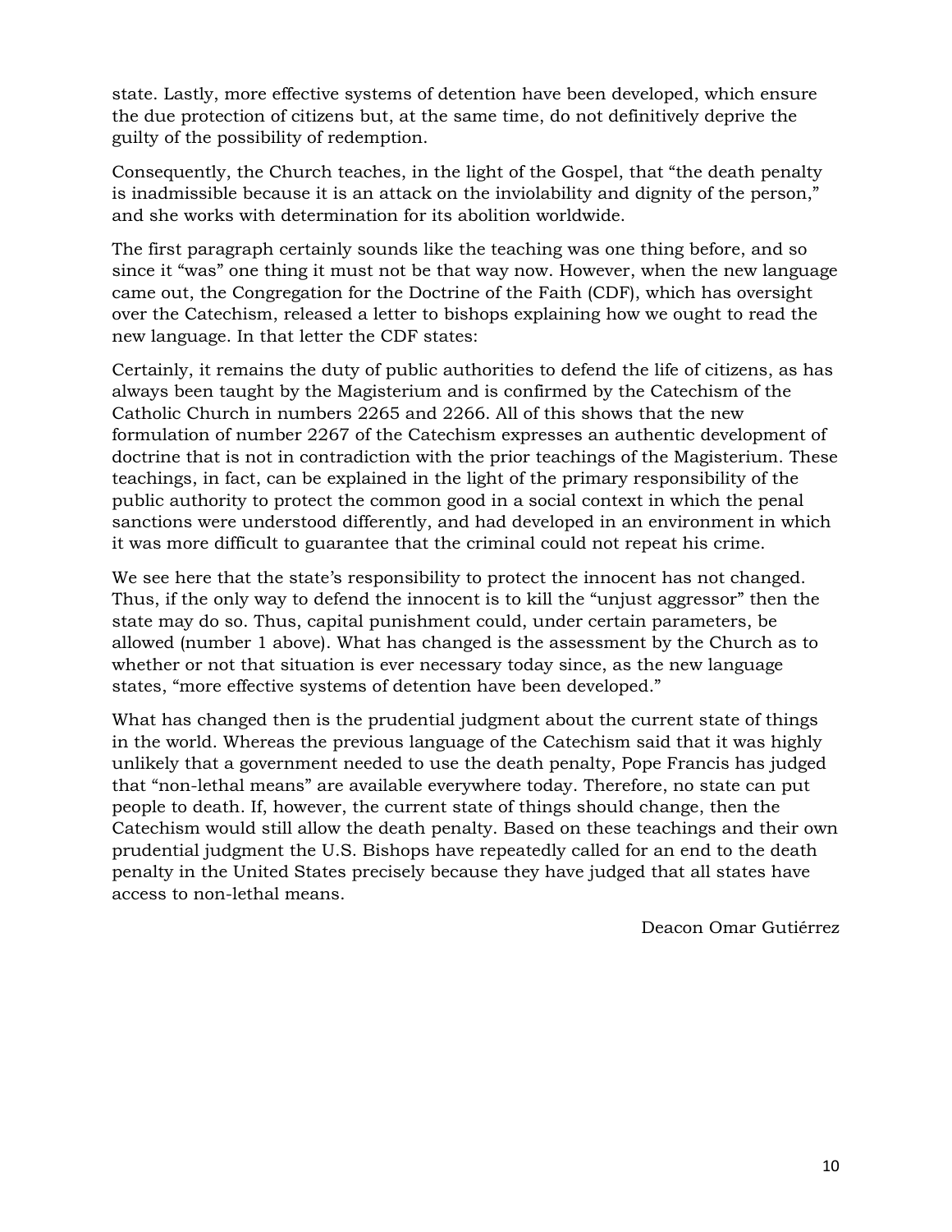state. Lastly, more effective systems of detention have been developed, which ensure the due protection of citizens but, at the same time, do not definitively deprive the guilty of the possibility of redemption.

Consequently, the Church teaches, in the light of the Gospel, that "the death penalty is inadmissible because it is an attack on the inviolability and dignity of the person," and she works with determination for its abolition worldwide.

The first paragraph certainly sounds like the teaching was one thing before, and so since it "was" one thing it must not be that way now. However, when the new language came out, the Congregation for the Doctrine of the Faith (CDF), which has oversight over the Catechism, released a letter to bishops explaining how we ought to read the new language. In that letter the CDF states:

Certainly, it remains the duty of public authorities to defend the life of citizens, as has always been taught by the Magisterium and is confirmed by the Catechism of the Catholic Church in numbers 2265 and 2266. All of this shows that the new formulation of number 2267 of the Catechism expresses an authentic development of doctrine that is not in contradiction with the prior teachings of the Magisterium. These teachings, in fact, can be explained in the light of the primary responsibility of the public authority to protect the common good in a social context in which the penal sanctions were understood differently, and had developed in an environment in which it was more difficult to guarantee that the criminal could not repeat his crime.

We see here that the state's responsibility to protect the innocent has not changed. Thus, if the only way to defend the innocent is to kill the "unjust aggressor" then the state may do so. Thus, capital punishment could, under certain parameters, be allowed (number 1 above). What has changed is the assessment by the Church as to whether or not that situation is ever necessary today since, as the new language states, "more effective systems of detention have been developed."

What has changed then is the prudential judgment about the current state of things in the world. Whereas the previous language of the Catechism said that it was highly unlikely that a government needed to use the death penalty, Pope Francis has judged that "non-lethal means" are available everywhere today. Therefore, no state can put people to death. If, however, the current state of things should change, then the Catechism would still allow the death penalty. Based on these teachings and their own prudential judgment the U.S. Bishops have repeatedly called for an end to the death penalty in the United States precisely because they have judged that all states have access to non-lethal means.

Deacon Omar Gutiérrez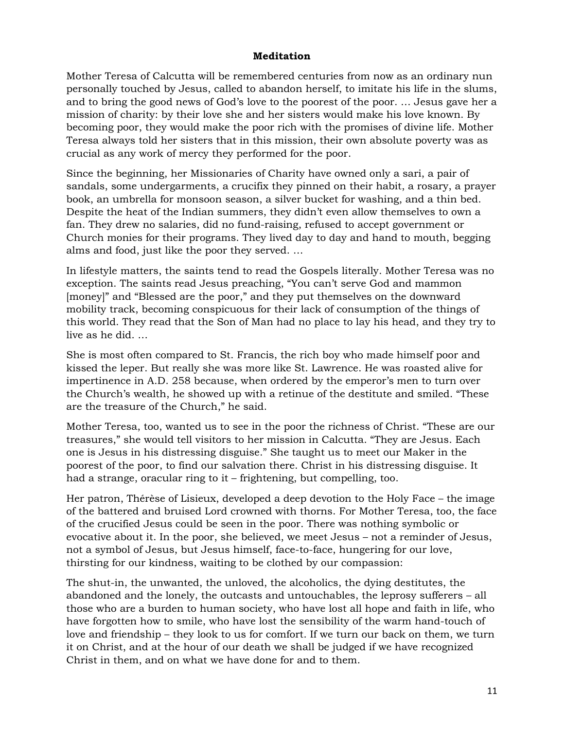**Meditation**

Mother Teresa of Calcutta will be remembered centuries from now as an ordinary nun personally touched by Jesus, called to abandon herself, to imitate his life in the slums, and to bring the good news of God's love to the poorest of the poor. … Jesus gave her a mission of charity: by their love she and her sisters would make his love known. By becoming poor, they would make the poor rich with the promises of divine life. Mother Teresa always told her sisters that in this mission, their own absolute poverty was as crucial as any work of mercy they performed for the poor.

Since the beginning, her Missionaries of Charity have owned only a sari, a pair of sandals, some undergarments, a crucifix they pinned on their habit, a rosary, a prayer book, an umbrella for monsoon season, a silver bucket for washing, and a thin bed. Despite the heat of the Indian summers, they didn't even allow themselves to own a fan. They drew no salaries, did no fund-raising, refused to accept government or Church monies for their programs. They lived day to day and hand to mouth, begging alms and food, just like the poor they served. …

In lifestyle matters, the saints tend to read the Gospels literally. Mother Teresa was no exception. The saints read Jesus preaching, "You can't serve God and mammon [money]" and "Blessed are the poor," and they put themselves on the downward mobility track, becoming conspicuous for their lack of consumption of the things of this world. They read that the Son of Man had no place to lay his head, and they try to live as he did. …

She is most often compared to St. Francis, the rich boy who made himself poor and kissed the leper. But really she was more like St. Lawrence. He was roasted alive for impertinence in A.D. 258 because, when ordered by the emperor's men to turn over the Church's wealth, he showed up with a retinue of the destitute and smiled. "These are the treasure of the Church," he said.

Mother Teresa, too, wanted us to see in the poor the richness of Christ. "These are our treasures," she would tell visitors to her mission in Calcutta. "They are Jesus. Each one is Jesus in his distressing disguise." She taught us to meet our Maker in the poorest of the poor, to find our salvation there. Christ in his distressing disguise. It had a strange, oracular ring to it – frightening, but compelling, too.

Her patron, Thérèse of Lisieux, developed a deep devotion to the Holy Face – the image of the battered and bruised Lord crowned with thorns. For Mother Teresa, too, the face of the crucified Jesus could be seen in the poor. There was nothing symbolic or evocative about it. In the poor, she believed, we meet Jesus – not a reminder of Jesus, not a symbol of Jesus, but Jesus himself, face-to-face, hungering for our love, thirsting for our kindness, waiting to be clothed by our compassion:

The shut-in, the unwanted, the unloved, the alcoholics, the dying destitutes, the abandoned and the lonely, the outcasts and untouchables, the leprosy sufferers – all those who are a burden to human society, who have lost all hope and faith in life, who have forgotten how to smile, who have lost the sensibility of the warm hand-touch of love and friendship – they look to us for comfort. If we turn our back on them, we turn it on Christ, and at the hour of our death we shall be judged if we have recognized Christ in them, and on what we have done for and to them.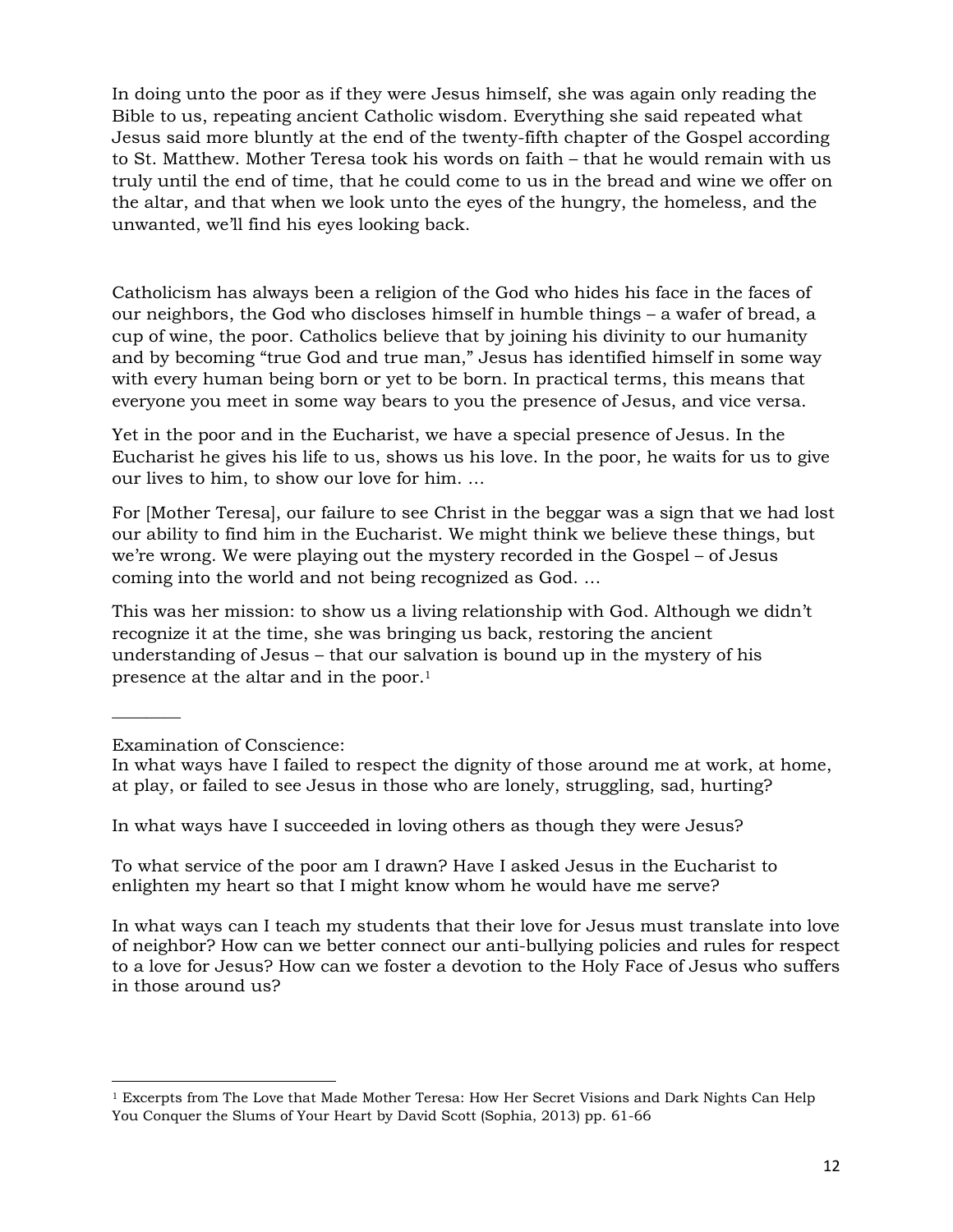In doing unto the poor as if they were Jesus himself, she was again only reading the Bible to us, repeating ancient Catholic wisdom. Everything she said repeated what Jesus said more bluntly at the end of the twenty-fifth chapter of the Gospel according to St. Matthew. Mother Teresa took his words on faith – that he would remain with us truly until the end of time, that he could come to us in the bread and wine we offer on the altar, and that when we look unto the eyes of the hungry, the homeless, and the unwanted, we'll find his eyes looking back.

Catholicism has always been a religion of the God who hides his face in the faces of our neighbors, the God who discloses himself in humble things – a wafer of bread, a cup of wine, the poor. Catholics believe that by joining his divinity to our humanity and by becoming "true God and true man," Jesus has identified himself in some way with every human being born or yet to be born. In practical terms, this means that everyone you meet in some way bears to you the presence of Jesus, and vice versa.

Yet in the poor and in the Eucharist, we have a special presence of Jesus. In the Eucharist he gives his life to us, shows us his love. In the poor, he waits for us to give our lives to him, to show our love for him. …

For [Mother Teresa], our failure to see Christ in the beggar was a sign that we had lost our ability to find him in the Eucharist. We might think we believe these things, but we're wrong. We were playing out the mystery recorded in the Gospel – of Jesus coming into the world and not being recognized as God. …

This was her mission: to show us a living relationship with God. Although we didn't recognize it at the time, she was bringing us back, restoring the ancient understanding of Jesus – that our salvation is bound up in the mystery of his presence at the altar and in the poor.[1]

________

Examination of Conscience:
In what ways have I failed to respect the dignity of those around me at work, at home, at play, or failed to see Jesus in those who are lonely, struggling, sad, hurting?

In what ways have I succeeded in loving others as though they were Jesus?

To what service of the poor am I drawn? Have I asked Jesus in the Eucharist to enlighten my heart so that I might know whom he would have me serve?

In what ways can I teach my students that their love for Jesus must translate into love of neighbor? How can we better connect our anti-bullying policies and rules for respect to a love for Jesus? How can we foster a devotion to the Holy Face of Jesus who suffers in those around us?

[1] Excerpts from The Love that Made Mother Teresa: How Her Secret Visions and Dark Nights Can Help You Conquer the Slums of Your Heart by David Scott (Sophia, 2013) pp. 61-66